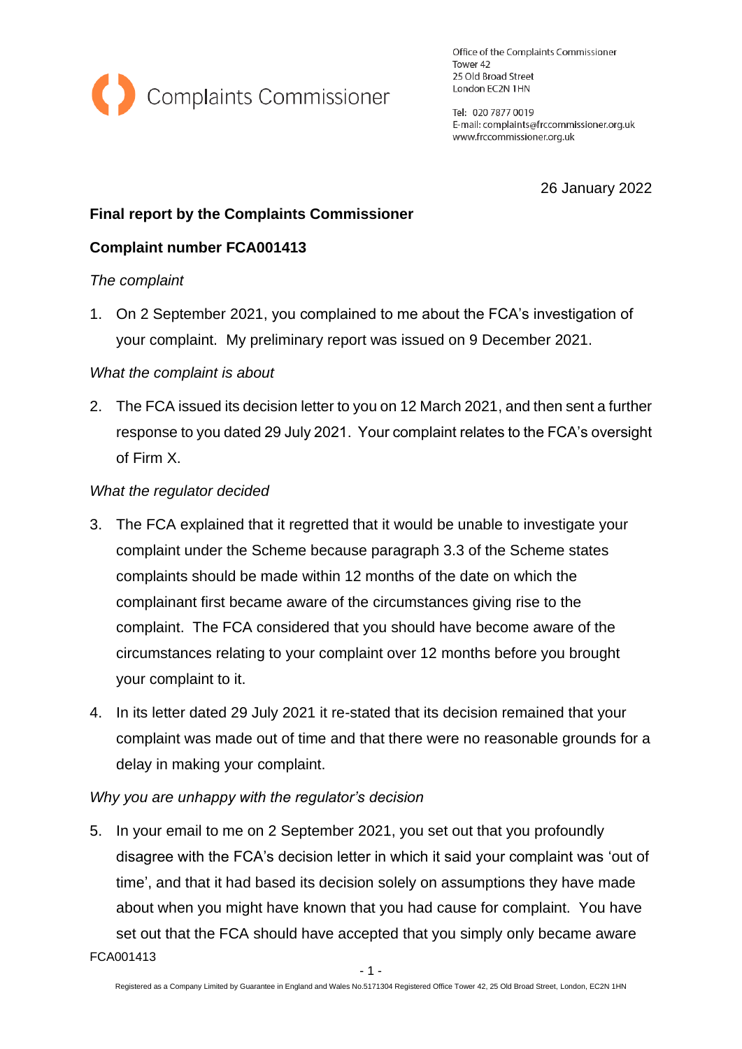Complaints Commissioner

Office of the Complaints Commissioner
Tower 42
25 Old Broad Street
London EC2N 1HN

Tel: 020 7877 0019
E-mail: complaints@frccommissioner.org.uk
www.frccommissioner.org.uk

26 January 2022

**Final report by the Complaints Commissioner**

**Complaint number FCA001413**

*The complaint*

1. On 2 September 2021, you complained to me about the FCA's investigation of your complaint. My preliminary report was issued on 9 December 2021.

*What the complaint is about*

2. The FCA issued its decision letter to you on 12 March 2021, and then sent a further response to you dated 29 July 2021. Your complaint relates to the FCA's oversight of Firm X.

*What the regulator decided*

3. The FCA explained that it regretted that it would be unable to investigate your complaint under the Scheme because paragraph 3.3 of the Scheme states complaints should be made within 12 months of the date on which the complainant first became aware of the circumstances giving rise to the complaint. The FCA considered that you should have become aware of the circumstances relating to your complaint over 12 months before you brought your complaint to it.

4. In its letter dated 29 July 2021 it re-stated that its decision remained that your complaint was made out of time and that there were no reasonable grounds for a delay in making your complaint.

*Why you are unhappy with the regulator's decision*

5. In your email to me on 2 September 2021, you set out that you profoundly disagree with the FCA's decision letter in which it said your complaint was 'out of time', and that it had based its decision solely on assumptions they have made about when you might have known that you had cause for complaint. You have set out that the FCA should have accepted that you simply only became aware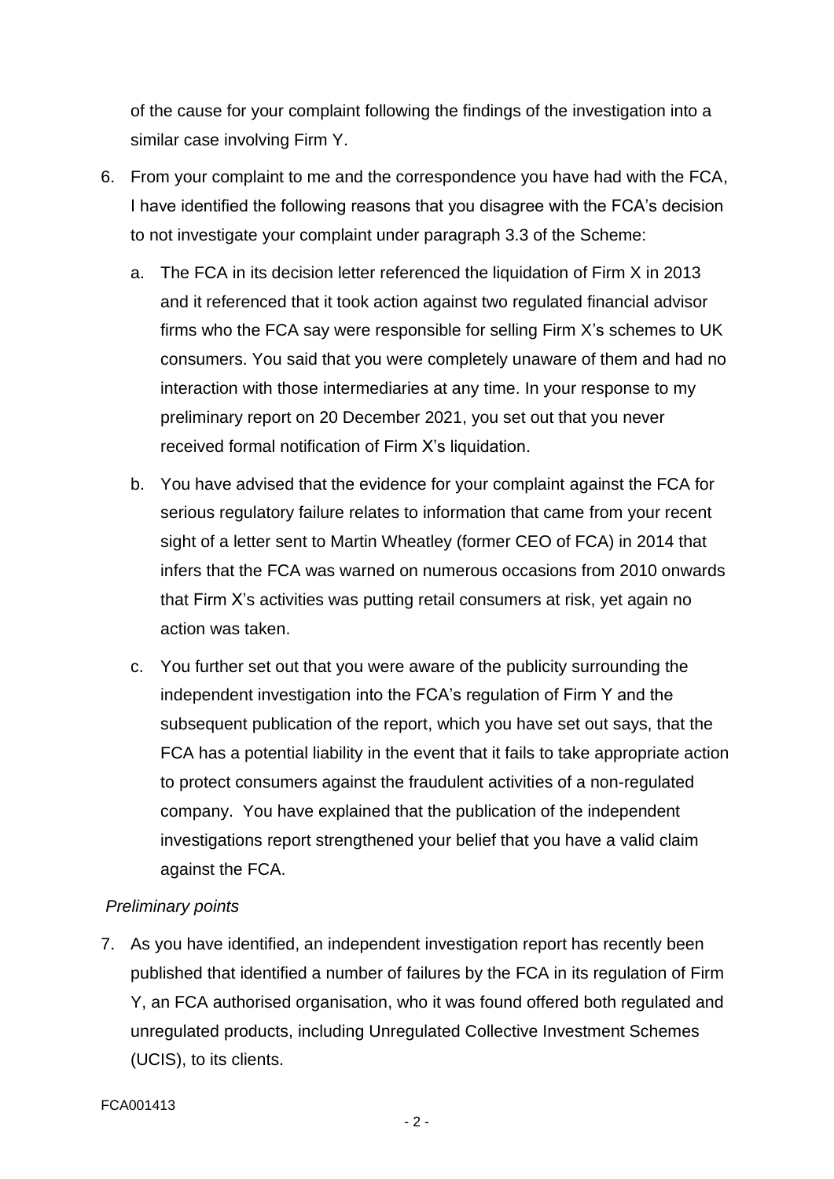of the cause for your complaint following the findings of the investigation into a similar case involving Firm Y.

6. From your complaint to me and the correspondence you have had with the FCA, I have identified the following reasons that you disagree with the FCA's decision to not investigate your complaint under paragraph 3.3 of the Scheme:

   a. The FCA in its decision letter referenced the liquidation of Firm X in 2013 and it referenced that it took action against two regulated financial advisor firms who the FCA say were responsible for selling Firm X's schemes to UK consumers. You said that you were completely unaware of them and had no interaction with those intermediaries at any time. In your response to my preliminary report on 20 December 2021, you set out that you never received formal notification of Firm X's liquidation.

   b. You have advised that the evidence for your complaint against the FCA for serious regulatory failure relates to information that came from your recent sight of a letter sent to Martin Wheatley (former CEO of FCA) in 2014 that infers that the FCA was warned on numerous occasions from 2010 onwards that Firm X's activities was putting retail consumers at risk, yet again no action was taken.

   c. You further set out that you were aware of the publicity surrounding the independent investigation into the FCA's regulation of Firm Y and the subsequent publication of the report, which you have set out says, that the FCA has a potential liability in the event that it fails to take appropriate action to protect consumers against the fraudulent activities of a non-regulated company. You have explained that the publication of the independent investigations report strengthened your belief that you have a valid claim against the FCA.

*Preliminary points*

7. As you have identified, an independent investigation report has recently been published that identified a number of failures by the FCA in its regulation of Firm Y, an FCA authorised organisation, who it was found offered both regulated and unregulated products, including Unregulated Collective Investment Schemes (UCIS), to its clients.

FCA001413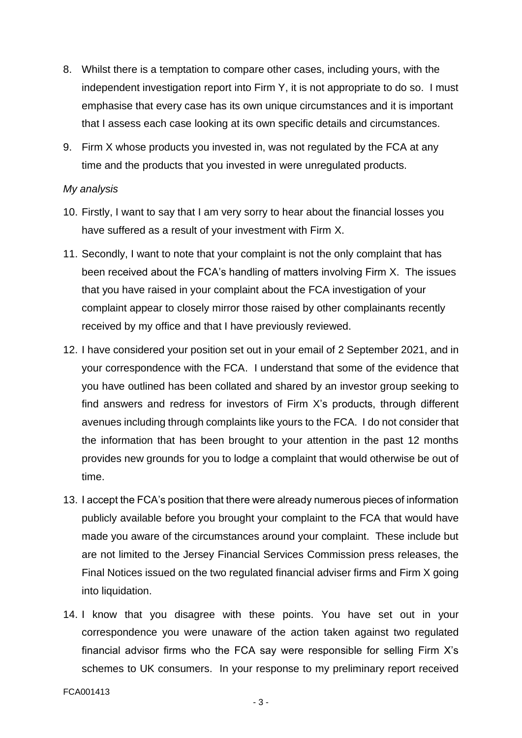8. Whilst there is a temptation to compare other cases, including yours, with the independent investigation report into Firm Y, it is not appropriate to do so. I must emphasise that every case has its own unique circumstances and it is important that I assess each case looking at its own specific details and circumstances.

9. Firm X whose products you invested in, was not regulated by the FCA at any time and the products that you invested in were unregulated products.

*My analysis*

10. Firstly, I want to say that I am very sorry to hear about the financial losses you have suffered as a result of your investment with Firm X.

11. Secondly, I want to note that your complaint is not the only complaint that has been received about the FCA's handling of matters involving Firm X. The issues that you have raised in your complaint about the FCA investigation of your complaint appear to closely mirror those raised by other complainants recently received by my office and that I have previously reviewed.

12. I have considered your position set out in your email of 2 September 2021, and in your correspondence with the FCA. I understand that some of the evidence that you have outlined has been collated and shared by an investor group seeking to find answers and redress for investors of Firm X's products, through different avenues including through complaints like yours to the FCA. I do not consider that the information that has been brought to your attention in the past 12 months provides new grounds for you to lodge a complaint that would otherwise be out of time.

13. I accept the FCA's position that there were already numerous pieces of information publicly available before you brought your complaint to the FCA that would have made you aware of the circumstances around your complaint. These include but are not limited to the Jersey Financial Services Commission press releases, the Final Notices issued on the two regulated financial adviser firms and Firm X going into liquidation.

14. I know that you disagree with these points. You have set out in your correspondence you were unaware of the action taken against two regulated financial advisor firms who the FCA say were responsible for selling Firm X's schemes to UK consumers. In your response to my preliminary report received

FCA001413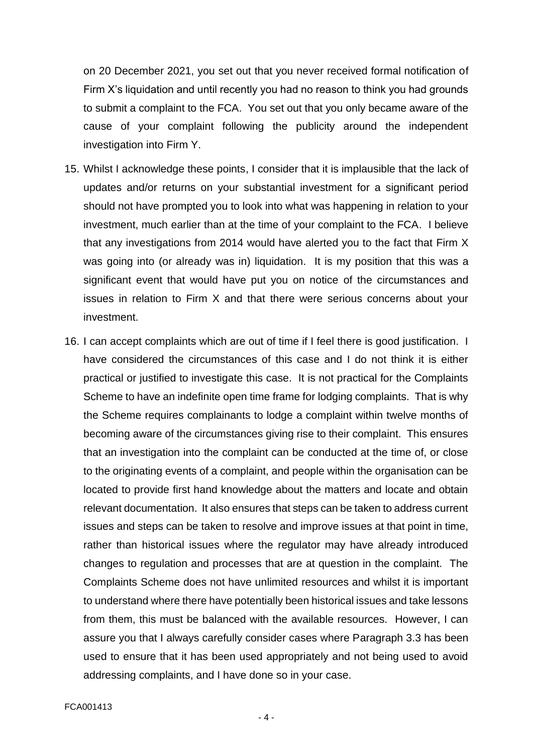on 20 December 2021, you set out that you never received formal notification of Firm X's liquidation and until recently you had no reason to think you had grounds to submit a complaint to the FCA. You set out that you only became aware of the cause of your complaint following the publicity around the independent investigation into Firm Y.

15. Whilst I acknowledge these points, I consider that it is implausible that the lack of updates and/or returns on your substantial investment for a significant period should not have prompted you to look into what was happening in relation to your investment, much earlier than at the time of your complaint to the FCA. I believe that any investigations from 2014 would have alerted you to the fact that Firm X was going into (or already was in) liquidation. It is my position that this was a significant event that would have put you on notice of the circumstances and issues in relation to Firm X and that there were serious concerns about your investment.

16. I can accept complaints which are out of time if I feel there is good justification. I have considered the circumstances of this case and I do not think it is either practical or justified to investigate this case. It is not practical for the Complaints Scheme to have an indefinite open time frame for lodging complaints. That is why the Scheme requires complainants to lodge a complaint within twelve months of becoming aware of the circumstances giving rise to their complaint. This ensures that an investigation into the complaint can be conducted at the time of, or close to the originating events of a complaint, and people within the organisation can be located to provide first hand knowledge about the matters and locate and obtain relevant documentation. It also ensures that steps can be taken to address current issues and steps can be taken to resolve and improve issues at that point in time, rather than historical issues where the regulator may have already introduced changes to regulation and processes that are at question in the complaint. The Complaints Scheme does not have unlimited resources and whilst it is important to understand where there have potentially been historical issues and take lessons from them, this must be balanced with the available resources. However, I can assure you that I always carefully consider cases where Paragraph 3.3 has been used to ensure that it has been used appropriately and not being used to avoid addressing complaints, and I have done so in your case.

FCA001413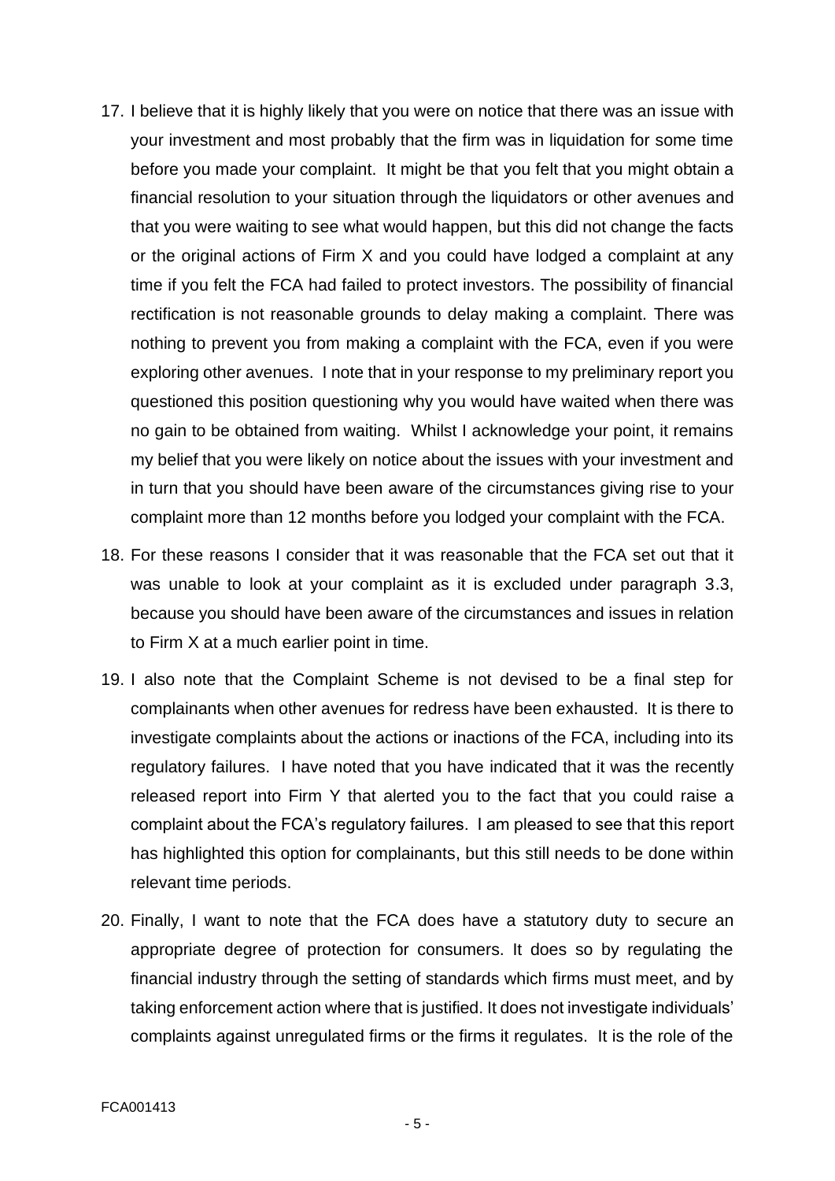17. I believe that it is highly likely that you were on notice that there was an issue with your investment and most probably that the firm was in liquidation for some time before you made your complaint. It might be that you felt that you might obtain a financial resolution to your situation through the liquidators or other avenues and that you were waiting to see what would happen, but this did not change the facts or the original actions of Firm X and you could have lodged a complaint at any time if you felt the FCA had failed to protect investors. The possibility of financial rectification is not reasonable grounds to delay making a complaint. There was nothing to prevent you from making a complaint with the FCA, even if you were exploring other avenues. I note that in your response to my preliminary report you questioned this position questioning why you would have waited when there was no gain to be obtained from waiting. Whilst I acknowledge your point, it remains my belief that you were likely on notice about the issues with your investment and in turn that you should have been aware of the circumstances giving rise to your complaint more than 12 months before you lodged your complaint with the FCA.

18. For these reasons I consider that it was reasonable that the FCA set out that it was unable to look at your complaint as it is excluded under paragraph 3.3, because you should have been aware of the circumstances and issues in relation to Firm X at a much earlier point in time.

19. I also note that the Complaint Scheme is not devised to be a final step for complainants when other avenues for redress have been exhausted. It is there to investigate complaints about the actions or inactions of the FCA, including into its regulatory failures. I have noted that you have indicated that it was the recently released report into Firm Y that alerted you to the fact that you could raise a complaint about the FCA's regulatory failures. I am pleased to see that this report has highlighted this option for complainants, but this still needs to be done within relevant time periods.

20. Finally, I want to note that the FCA does have a statutory duty to secure an appropriate degree of protection for consumers. It does so by regulating the financial industry through the setting of standards which firms must meet, and by taking enforcement action where that is justified. It does not investigate individuals' complaints against unregulated firms or the firms it regulates. It is the role of the

FCA001413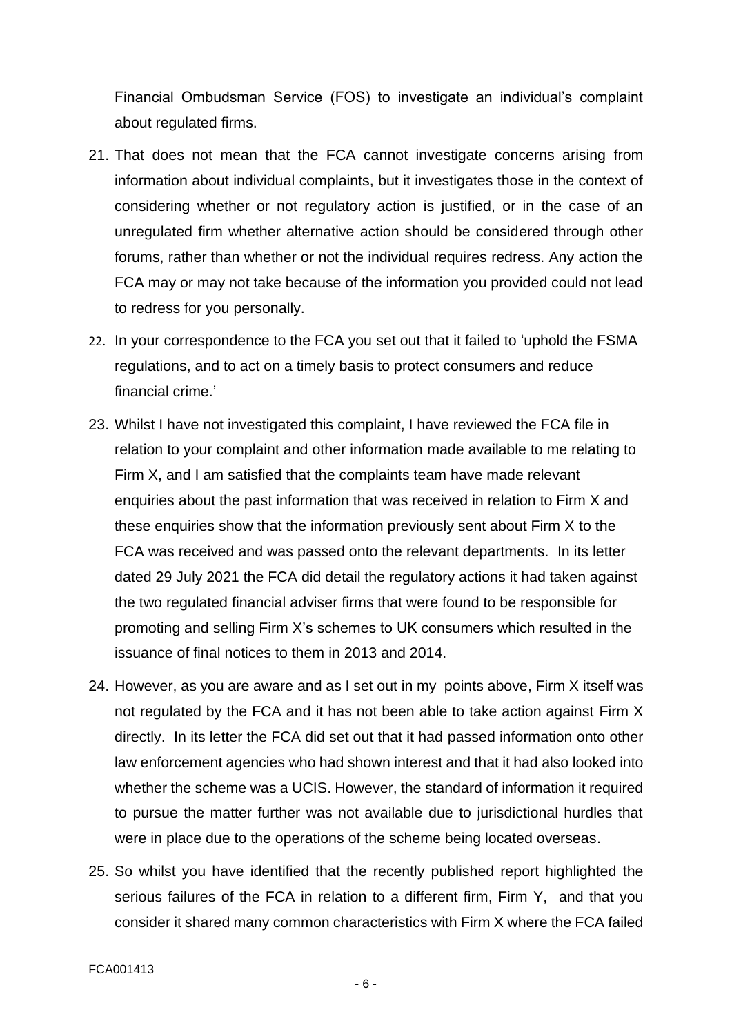Financial Ombudsman Service (FOS) to investigate an individual's complaint about regulated firms.

21. That does not mean that the FCA cannot investigate concerns arising from information about individual complaints, but it investigates those in the context of considering whether or not regulatory action is justified, or in the case of an unregulated firm whether alternative action should be considered through other forums, rather than whether or not the individual requires redress. Any action the FCA may or may not take because of the information you provided could not lead to redress for you personally.

22. In your correspondence to the FCA you set out that it failed to 'uphold the FSMA regulations, and to act on a timely basis to protect consumers and reduce financial crime.'

23. Whilst I have not investigated this complaint, I have reviewed the FCA file in relation to your complaint and other information made available to me relating to Firm X, and I am satisfied that the complaints team have made relevant enquiries about the past information that was received in relation to Firm X and these enquiries show that the information previously sent about Firm X to the FCA was received and was passed onto the relevant departments. In its letter dated 29 July 2021 the FCA did detail the regulatory actions it had taken against the two regulated financial adviser firms that were found to be responsible for promoting and selling Firm X's schemes to UK consumers which resulted in the issuance of final notices to them in 2013 and 2014.

24. However, as you are aware and as I set out in my points above, Firm X itself was not regulated by the FCA and it has not been able to take action against Firm X directly. In its letter the FCA did set out that it had passed information onto other law enforcement agencies who had shown interest and that it had also looked into whether the scheme was a UCIS. However, the standard of information it required to pursue the matter further was not available due to jurisdictional hurdles that were in place due to the operations of the scheme being located overseas.

25. So whilst you have identified that the recently published report highlighted the serious failures of the FCA in relation to a different firm, Firm Y, and that you consider it shared many common characteristics with Firm X where the FCA failed

FCA001413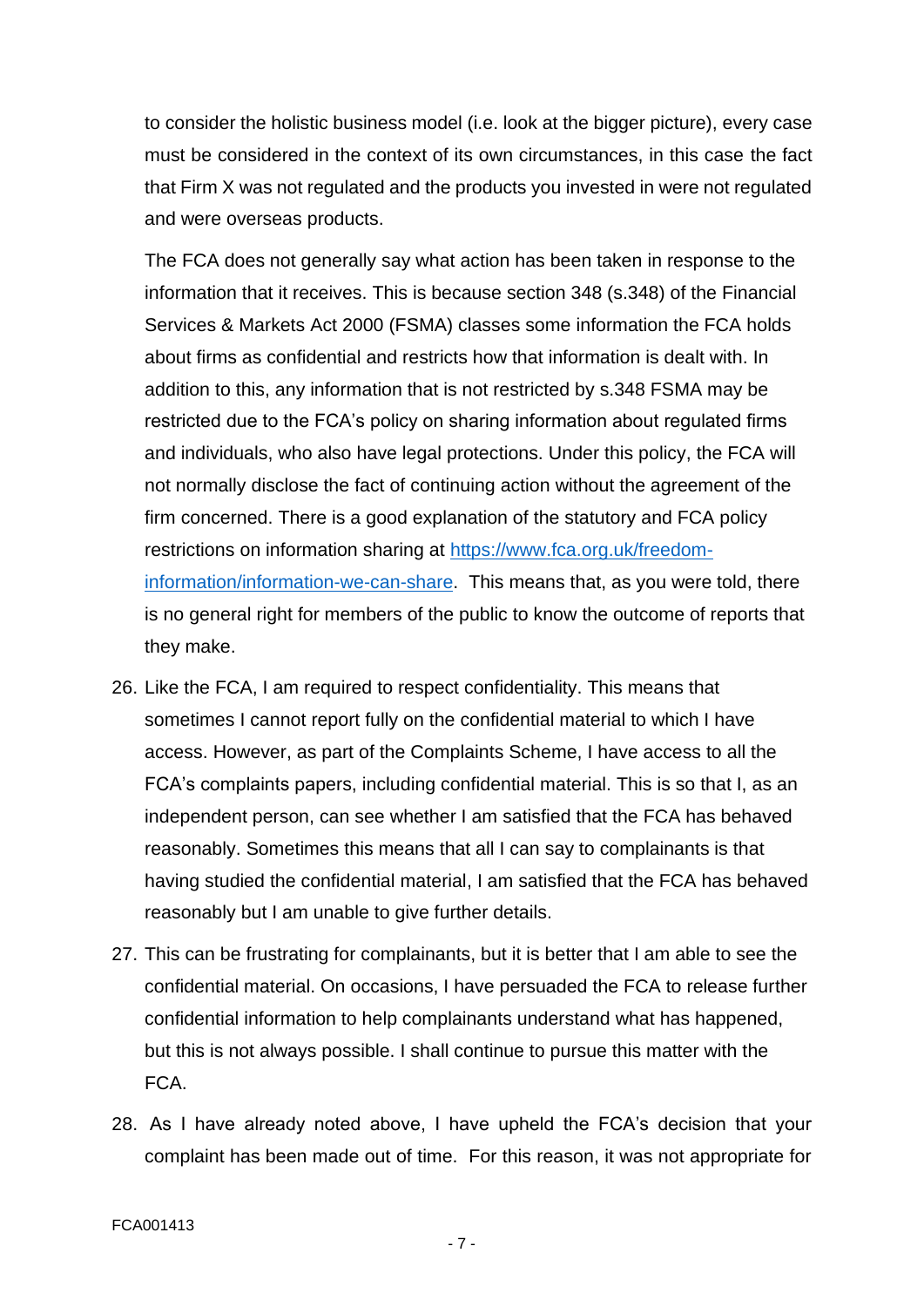to consider the holistic business model (i.e. look at the bigger picture), every case must be considered in the context of its own circumstances, in this case the fact that Firm X was not regulated and the products you invested in were not regulated and were overseas products.

The FCA does not generally say what action has been taken in response to the information that it receives. This is because section 348 (s.348) of the Financial Services & Markets Act 2000 (FSMA) classes some information the FCA holds about firms as confidential and restricts how that information is dealt with. In addition to this, any information that is not restricted by s.348 FSMA may be restricted due to the FCA's policy on sharing information about regulated firms and individuals, who also have legal protections. Under this policy, the FCA will not normally disclose the fact of continuing action without the agreement of the firm concerned. There is a good explanation of the statutory and FCA policy restrictions on information sharing at [https://www.fca.org.uk/freedom-information/information-we-can-share](https://www.fca.org.uk/freedom-information/information-we-can-share). This means that, as you were told, there is no general right for members of the public to know the outcome of reports that they make.

26. Like the FCA, I am required to respect confidentiality. This means that sometimes I cannot report fully on the confidential material to which I have access. However, as part of the Complaints Scheme, I have access to all the FCA's complaints papers, including confidential material. This is so that I, as an independent person, can see whether I am satisfied that the FCA has behaved reasonably. Sometimes this means that all I can say to complainants is that having studied the confidential material, I am satisfied that the FCA has behaved reasonably but I am unable to give further details.

27. This can be frustrating for complainants, but it is better that I am able to see the confidential material. On occasions, I have persuaded the FCA to release further confidential information to help complainants understand what has happened, but this is not always possible. I shall continue to pursue this matter with the FCA.

28. As I have already noted above, I have upheld the FCA's decision that your complaint has been made out of time. For this reason, it was not appropriate for

FCA001413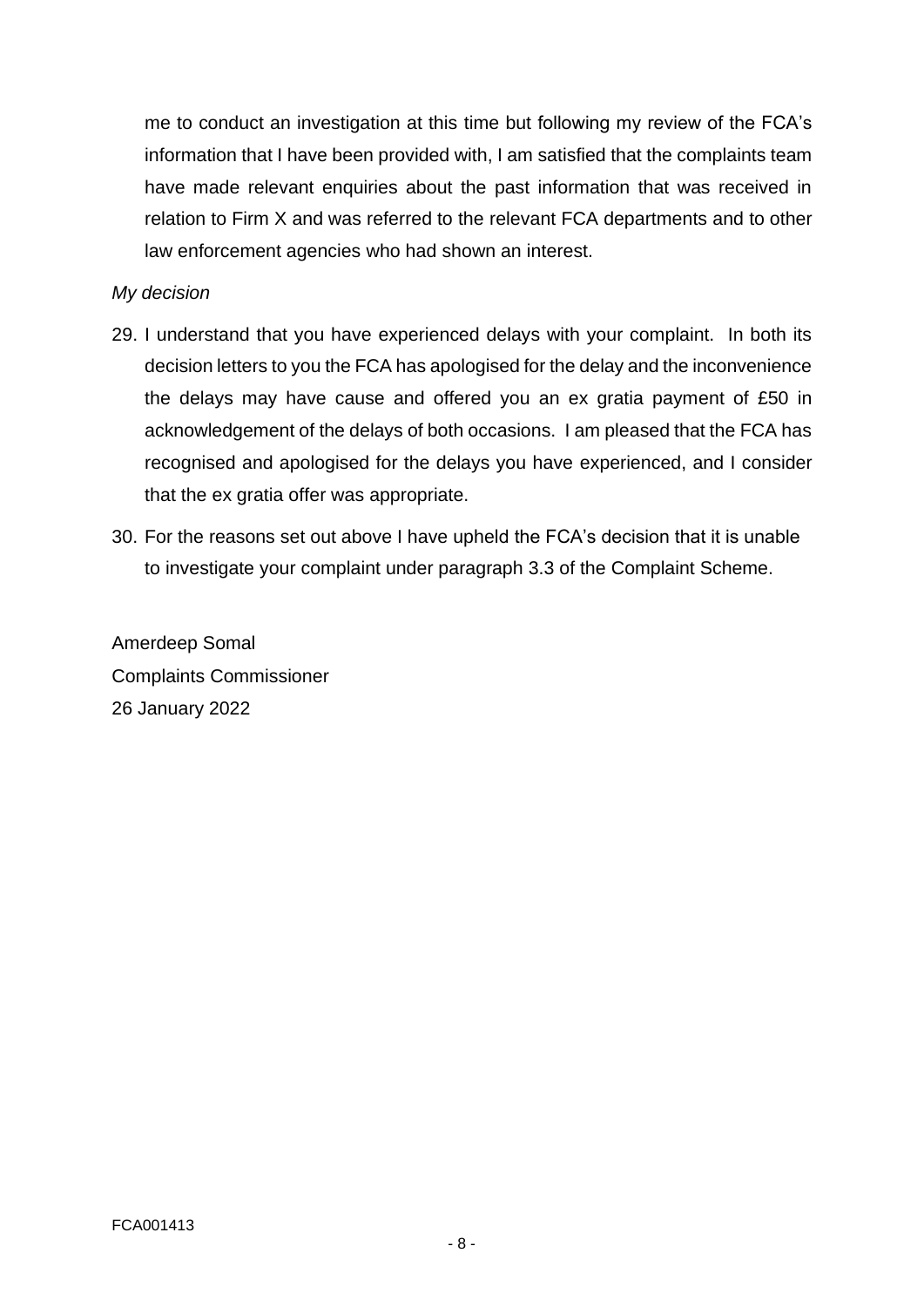me to conduct an investigation at this time but following my review of the FCA's information that I have been provided with, I am satisfied that the complaints team have made relevant enquiries about the past information that was received in relation to Firm X and was referred to the relevant FCA departments and to other law enforcement agencies who had shown an interest.

*My decision*

29. I understand that you have experienced delays with your complaint. In both its decision letters to you the FCA has apologised for the delay and the inconvenience the delays may have cause and offered you an ex gratia payment of £50 in acknowledgement of the delays of both occasions. I am pleased that the FCA has recognised and apologised for the delays you have experienced, and I consider that the ex gratia offer was appropriate.

30. For the reasons set out above I have upheld the FCA's decision that it is unable to investigate your complaint under paragraph 3.3 of the Complaint Scheme.

Amerdeep Somal
Complaints Commissioner
26 January 2022

FCA001413